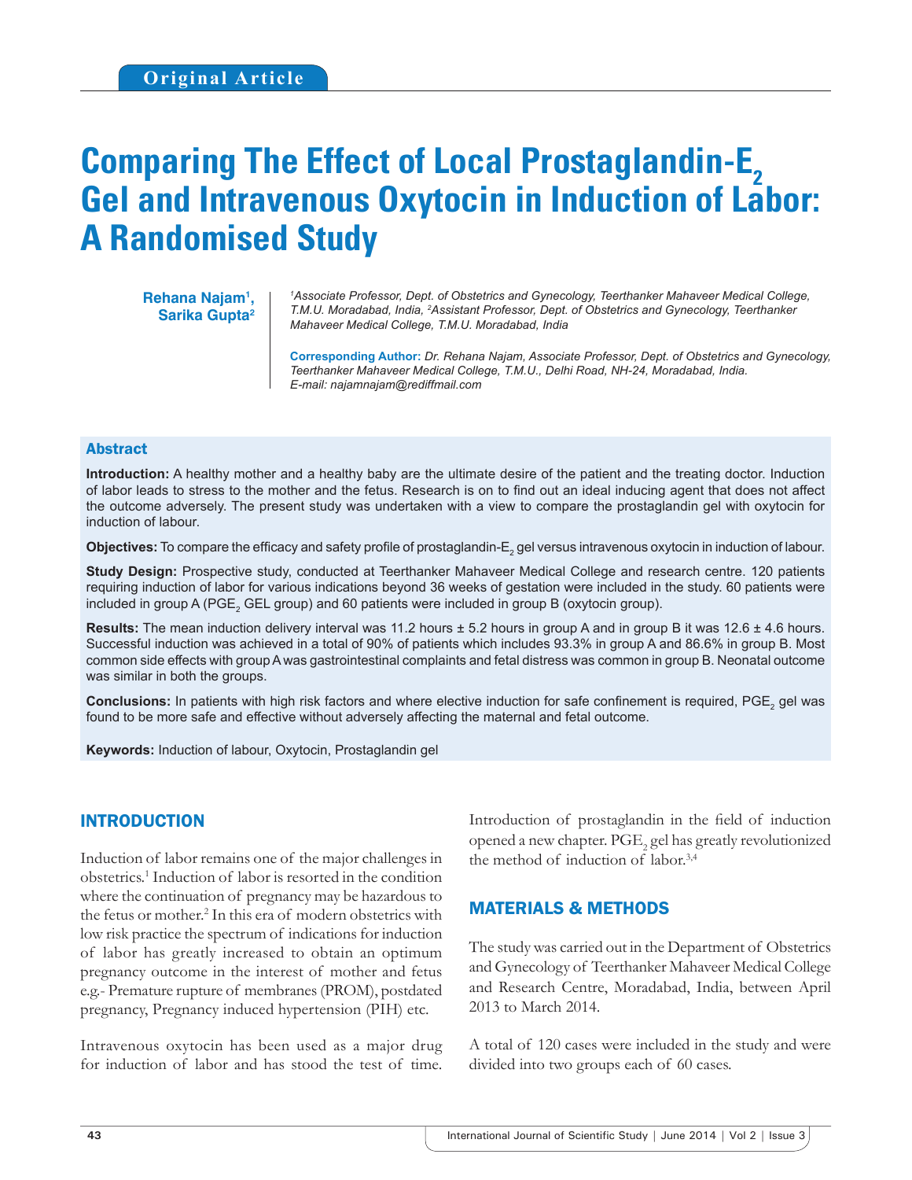Original Article

# Comparing The Effect of Local Prostaglandin-$E_2$ Gel and Intravenous Oxytocin in Induction of Labor: A Randomised Study

**Rehana Najam[1], Sarika Gupta[2]**

*[1]Associate Professor, Dept. of Obstetrics and Gynecology, Teerthanker Mahaveer Medical College, T.M.U. Moradabad, India, [2]Assistant Professor, Dept. of Obstetrics and Gynecology, Teerthanker Mahaveer Medical College, T.M.U. Moradabad, India*

**Corresponding Author:** *Dr. Rehana Najam, Associate Professor, Dept. of Obstetrics and Gynecology, Teerthanker Mahaveer Medical College, T.M.U., Delhi Road, NH-24, Moradabad, India. E-mail: najamnajam@rediffmail.com*

## Abstract

**Introduction:** A healthy mother and a healthy baby are the ultimate desire of the patient and the treating doctor. Induction of labor leads to stress to the mother and the fetus. Research is on to find out an ideal inducing agent that does not affect the outcome adversely. The present study was undertaken with a view to compare the prostaglandin gel with oxytocin for induction of labour.

**Objectives:** To compare the efficacy and safety profile of prostaglandin-$E_2$ gel versus intravenous oxytocin in induction of labour.

**Study Design:** Prospective study, conducted at Teerthanker Mahaveer Medical College and research centre. 120 patients requiring induction of labor for various indications beyond 36 weeks of gestation were included in the study. 60 patients were included in group A ($PGE_2$ GEL group) and 60 patients were included in group B (oxytocin group).

**Results:** The mean induction delivery interval was 11.2 hours ± 5.2 hours in group A and in group B it was 12.6 ± 4.6 hours. Successful induction was achieved in a total of 90% of patients which includes 93.3% in group A and 86.6% in group B. Most common side effects with group A was gastrointestinal complaints and fetal distress was common in group B. Neonatal outcome was similar in both the groups.

**Conclusions:** In patients with high risk factors and where elective induction for safe confinement is required, $PGE_2$ gel was found to be more safe and effective without adversely affecting the maternal and fetal outcome.

**Keywords:** Induction of labour, Oxytocin, Prostaglandin gel

## INTRODUCTION

Induction of labor remains one of the major challenges in obstetrics.[1] Induction of labor is resorted in the condition where the continuation of pregnancy may be hazardous to the fetus or mother.[2] In this era of modern obstetrics with low risk practice the spectrum of indications for induction of labor has greatly increased to obtain an optimum pregnancy outcome in the interest of mother and fetus e.g.- Premature rupture of membranes (PROM), postdated pregnancy, Pregnancy induced hypertension (PIH) etc.

Intravenous oxytocin has been used as a major drug for induction of labor and has stood the test of time. Introduction of prostaglandin in the field of induction opened a new chapter. $PGE_2$ gel has greatly revolutionized the method of induction of labor.[3,4]

## MATERIALS & METHODS

The study was carried out in the Department of Obstetrics and Gynecology of Teerthanker Mahaveer Medical College and Research Centre, Moradabad, India, between April 2013 to March 2014.

A total of 120 cases were included in the study and were divided into two groups each of 60 cases.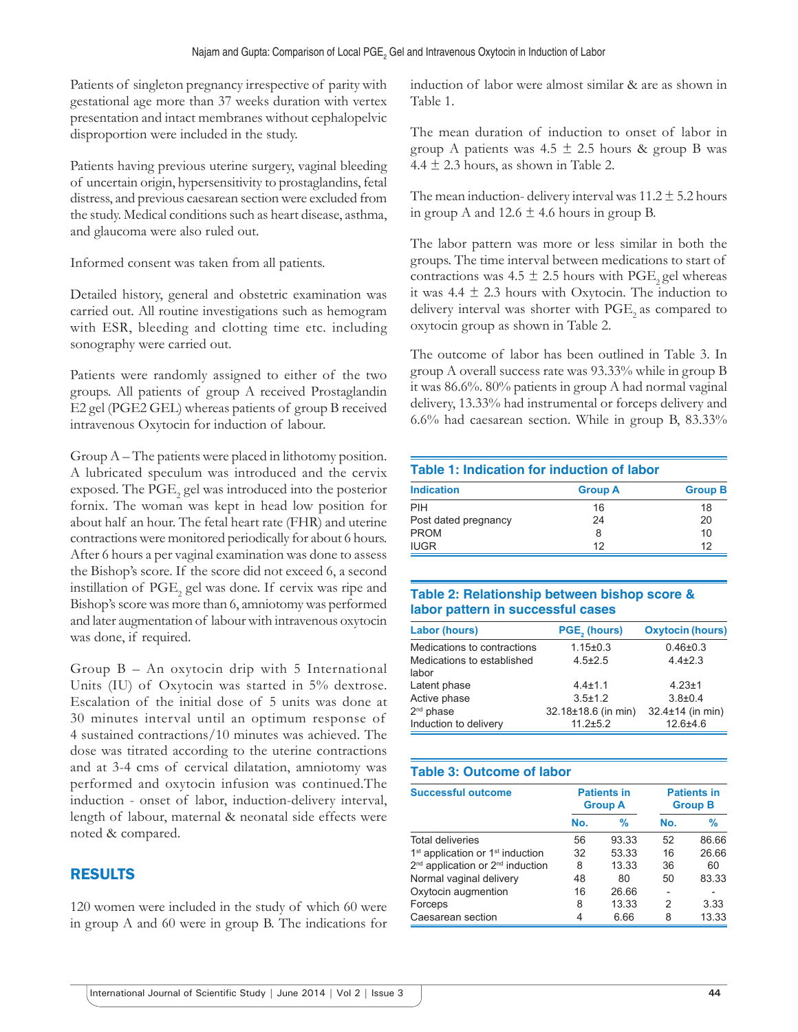Patients of singleton pregnancy irrespective of parity with gestational age more than 37 weeks duration with vertex presentation and intact membranes without cephalopelvic disproportion were included in the study.

Patients having previous uterine surgery, vaginal bleeding of uncertain origin, hypersensitivity to prostaglandins, fetal distress, and previous caesarean section were excluded from the study. Medical conditions such as heart disease, asthma, and glaucoma were also ruled out.

Informed consent was taken from all patients.

Detailed history, general and obstetric examination was carried out. All routine investigations such as hemogram with ESR, bleeding and clotting time etc. including sonography were carried out.

Patients were randomly assigned to either of the two groups. All patients of group A received Prostaglandin E2 gel (PGE2 GEL) whereas patients of group B received intravenous Oxytocin for induction of labour.

Group A – The patients were placed in lithotomy position. A lubricated speculum was introduced and the cervix exposed. The $PGE_2$ gel was introduced into the posterior fornix. The woman was kept in head low position for about half an hour. The fetal heart rate (FHR) and uterine contractions were monitored periodically for about 6 hours. After 6 hours a per vaginal examination was done to assess the Bishop's score. If the score did not exceed 6, a second instillation of $PGE_2$ gel was done. If cervix was ripe and Bishop's score was more than 6, amniotomy was performed and later augmentation of labour with intravenous oxytocin was done, if required.

Group B – An oxytocin drip with 5 International Units (IU) of Oxytocin was started in 5% dextrose. Escalation of the initial dose of 5 units was done at 30 minutes interval until an optimum response of 4 sustained contractions/10 minutes was achieved. The dose was titrated according to the uterine contractions and at 3-4 cms of cervical dilatation, amniotomy was performed and oxytocin infusion was continued.The induction - onset of labor, induction-delivery interval, length of labour, maternal & neonatal side effects were noted & compared.

## RESULTS

120 women were included in the study of which 60 were in group A and 60 were in group B. The indications for induction of labor were almost similar & are as shown in Table 1.

The mean duration of induction to onset of labor in group A patients was 4.5 ± 2.5 hours & group B was 4.4 ± 2.3 hours, as shown in Table 2.

The mean induction- delivery interval was 11.2 ± 5.2 hours in group A and 12.6 ± 4.6 hours in group B.

The labor pattern was more or less similar in both the groups. The time interval between medications to start of contractions was 4.5 ± 2.5 hours with $PGE_2$ gel whereas it was 4.4 ± 2.3 hours with Oxytocin. The induction to delivery interval was shorter with $PGE_2$ as compared to oxytocin group as shown in Table 2.

The outcome of labor has been outlined in Table 3. In group A overall success rate was 93.33% while in group B it was 86.6%. 80% patients in group A had normal vaginal delivery, 13.33% had instrumental or forceps delivery and 6.6% had caesarean section. While in group B, 83.33%

**Table 1: Indication for induction of labor**

| Indication | Group A | Group B |
|---|---|---|
| PIH | 16 | 18 |
| Post dated pregnancy | 24 | 20 |
| PROM | 8 | 10 |
| IUGR | 12 | 12 |

**Table 2: Relationship between bishop score & labor pattern in successful cases**

| Labor (hours) | $PGE_2$ (hours) | Oxytocin (hours) |
|---|---|---|
| Medications to contractions | 1.15±0.3 | 0.46±0.3 |
| Medications to established labor | 4.5±2.5 | 4.4±2.3 |
| Latent phase | 4.4±1.1 | 4.23±1 |
| Active phase | 3.5±1.2 | 3.8±0.4 |
| 2nd phase | 32.18±18.6 (in min) | 32.4±14 (in min) |
| Induction to delivery | 11.2±5.2 | 12.6±4.6 |

**Table 3: Outcome of labor**

| Successful outcome | Patients in Group A | | Patients in Group B | |
|---|---|---|---|---|
| | No. | % | No. | % |
| Total deliveries | 56 | 93.33 | 52 | 86.66 |
| 1st application or 1st induction | 32 | 53.33 | 16 | 26.66 |
| 2nd application or 2nd induction | 8 | 13.33 | 36 | 60 |
| Normal vaginal delivery | 48 | 80 | 50 | 83.33 |
| Oxytocin augmention | 16 | 26.66 | - | - |
| Forceps | 8 | 13.33 | 2 | 3.33 |
| Caesarean section | 4 | 6.66 | 8 | 13.33 |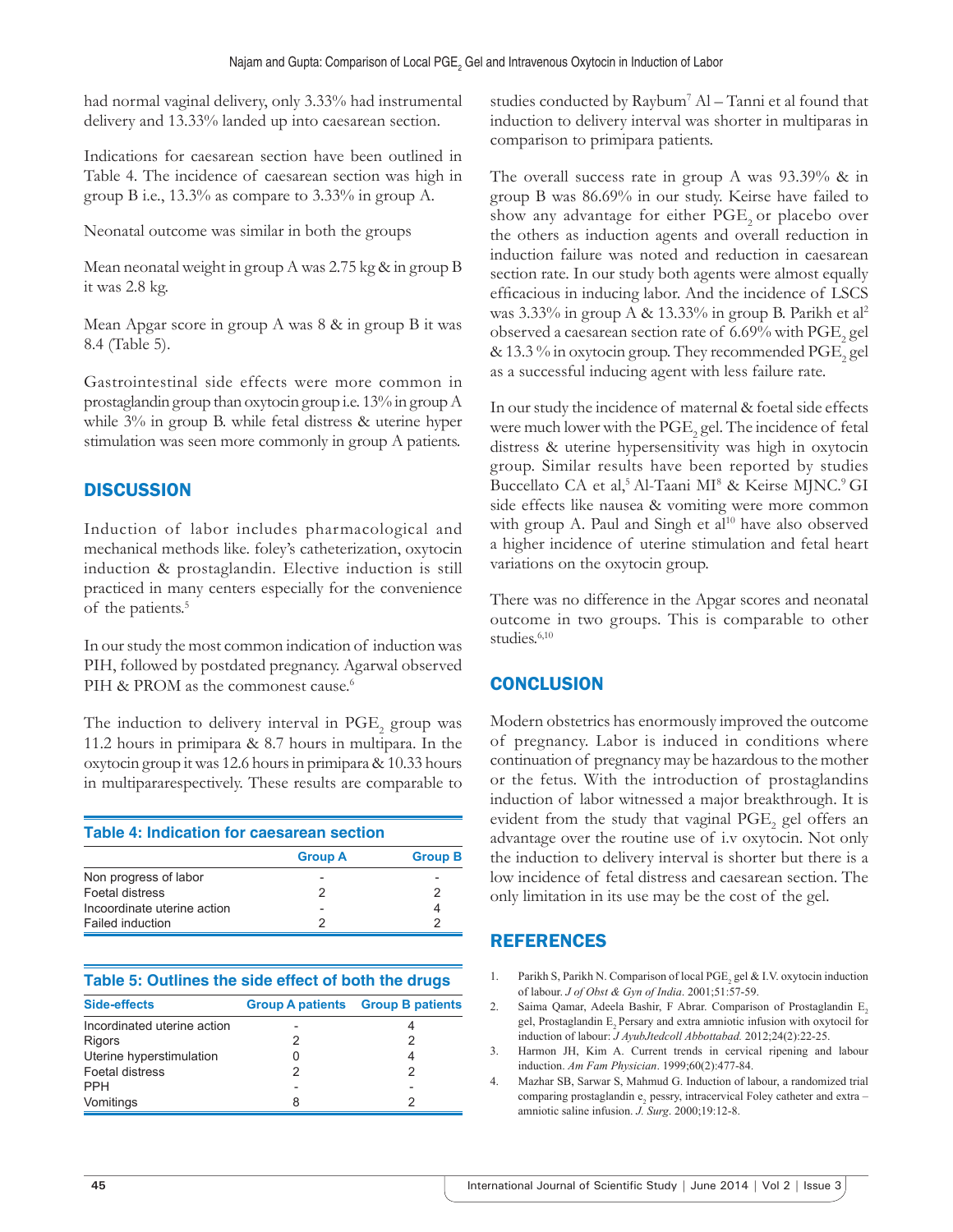had normal vaginal delivery, only 3.33% had instrumental delivery and 13.33% landed up into caesarean section.

Indications for caesarean section have been outlined in Table 4. The incidence of caesarean section was high in group B i.e., 13.3% as compare to 3.33% in group A.

Neonatal outcome was similar in both the groups

Mean neonatal weight in group A was 2.75 kg & in group B it was 2.8 kg.

Mean Apgar score in group A was 8 & in group B it was 8.4 (Table 5).

Gastrointestinal side effects were more common in prostaglandin group than oxytocin group i.e. 13% in group A while 3% in group B. while fetal distress & uterine hyper stimulation was seen more commonly in group A patients.

## DISCUSSION

Induction of labor includes pharmacological and mechanical methods like. foley's catheterization, oxytocin induction & prostaglandin. Elective induction is still practiced in many centers especially for the convenience of the patients.[5]

In our study the most common indication of induction was PIH, followed by postdated pregnancy. Agarwal observed PIH & PROM as the commonest cause.[6]

The induction to delivery interval in $PGE_2$ group was 11.2 hours in primipara & 8.7 hours in multipara. In the oxytocin group it was 12.6 hours in primipara & 10.33 hours in multipararespectively. These results are comparable to studies conducted by Raybum[7] Al – Tanni et al found that induction to delivery interval was shorter in multiparas in comparison to primipara patients.

**Table 4: Indication for caesarean section**

| | Group A | Group B |
|---|---|---|
| Non progress of labor | - | - |
| Foetal distress | 2 | 2 |
| Incoordinate uterine action | - | 4 |
| Failed induction | 2 | 2 |

**Table 5: Outlines the side effect of both the drugs**

| Side-effects | Group A patients | Group B patients |
|---|---|---|
| Incordinated uterine action | - | 4 |
| Rigors | 2 | 2 |
| Uterine hyperstimulation | 0 | 4 |
| Foetal distress | 2 | 2 |
| PPH | - | - |
| Vomitings | 8 | 2 |

The overall success rate in group A was 93.39% & in group B was 86.69% in our study. Keirse have failed to show any advantage for either $PGE_2$ or placebo over the others as induction agents and overall reduction in induction failure was noted and reduction in caesarean section rate. In our study both agents were almost equally efficacious in inducing labor. And the incidence of LSCS was 3.33% in group A & 13.33% in group B. Parikh et al[2] observed a caesarean section rate of 6.69% with $PGE_2$ gel & 13.3 % in oxytocin group. They recommended $PGE_2$ gel as a successful inducing agent with less failure rate.

In our study the incidence of maternal & foetal side effects were much lower with the $PGE_2$ gel. The incidence of fetal distress & uterine hypersensitivity was high in oxytocin group. Similar results have been reported by studies Buccellato CA et al,[5] Al-Taani MI[8] & Keirse MJNC.[9] GI side effects like nausea & vomiting were more common with group A. Paul and Singh et al[10] have also observed a higher incidence of uterine stimulation and fetal heart variations on the oxytocin group.

There was no difference in the Apgar scores and neonatal outcome in two groups. This is comparable to other studies.[6,10]

## CONCLUSION

Modern obstetrics has enormously improved the outcome of pregnancy. Labor is induced in conditions where continuation of pregnancy may be hazardous to the mother or the fetus. With the introduction of prostaglandins induction of labor witnessed a major breakthrough. It is evident from the study that vaginal $PGE_2$ gel offers an advantage over the routine use of i.v oxytocin. Not only the induction to delivery interval is shorter but there is a low incidence of fetal distress and caesarean section. The only limitation in its use may be the cost of the gel.

## REFERENCES

1. Parikh S, Parikh N. Comparison of local $PGE_2$ gel & I.V. oxytocin induction of labour. *J of Obst & Gyn of India*. 2001;51:57-59.
2. Saima Qamar, Adeela Bashir, F Abrar. Comparison of Prostaglandin $E_2$ gel, Prostaglandin $E_2$ Persary and extra amniotic infusion with oxytocil for induction of labour: *J AyubJtedcoll Abbottabad.* 2012;24(2):22-25.
3. Harmon JH, Kim A. Current trends in cervical ripening and labour induction. *Am Fam Physician*. 1999;60(2):477-84.
4. Mazhar SB, Sarwar S, Mahmud G. Induction of labour, a randomized trial comparing prostaglandin $e_2$ pessry, intracervical Foley catheter and extra – amniotic saline infusion. *J. Surg*. 2000;19:12-8.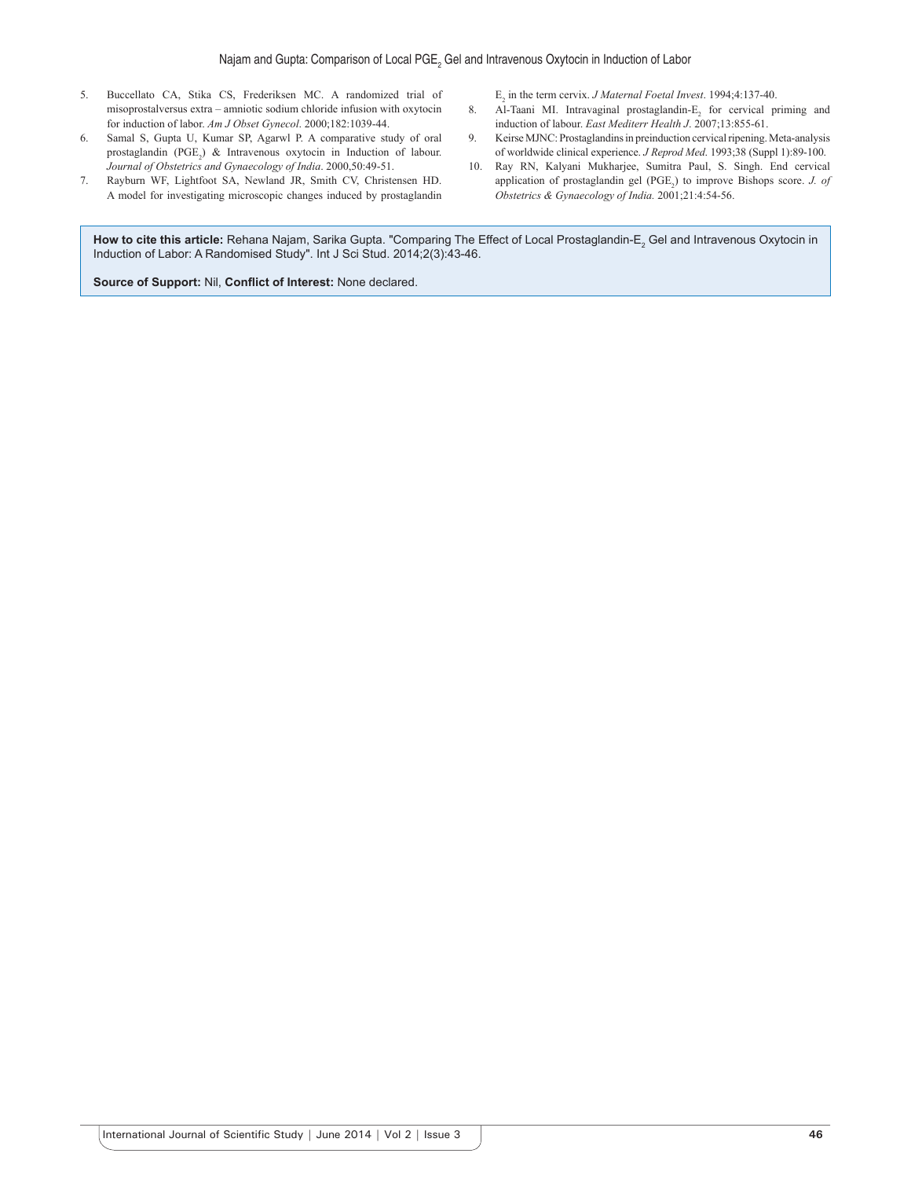5. Buccellato CA, Stika CS, Frederiksen MC. A randomized trial of misoprostalversus extra – amniotic sodium chloride infusion with oxytocin for induction of labor. *Am J Obset Gynecol*. 2000;182:1039-44.
6. Samal S, Gupta U, Kumar SP, Agarwl P. A comparative study of oral prostaglandin ($PGE_2$) & Intravenous oxytocin in Induction of labour. *Journal of Obstetrics and Gynaecology of India*. 2000,50:49-51.
7. Rayburn WF, Lightfoot SA, Newland JR, Smith CV, Christensen HD. A model for investigating microscopic changes induced by prostaglandin $E_2$ in the term cervix. *J Maternal Foetal Invest*. 1994;4:137-40.
8. Al-Taani MI. Intravaginal prostaglandin-$E_2$ for cervical priming and induction of labour. *East Mediterr Health J*. 2007;13:855-61.
9. Keirse MJNC: Prostaglandins in preinduction cervical ripening. Meta-analysis of worldwide clinical experience. *J Reprod Med*. 1993;38 (Suppl 1):89-100.
10. Ray RN, Kalyani Mukharjee, Sumitra Paul, S. Singh. End cervical application of prostaglandin gel ($PGE_2$) to improve Bishops score. *J. of Obstetrics & Gynaecology of India.* 2001;21:4:54-56.

**How to cite this article:** Rehana Najam, Sarika Gupta. "Comparing The Effect of Local Prostaglandin-$E_2$ Gel and Intravenous Oxytocin in Induction of Labor: A Randomised Study". Int J Sci Stud. 2014;2(3):43-46.

**Source of Support:** Nil, **Conflict of Interest:** None declared.